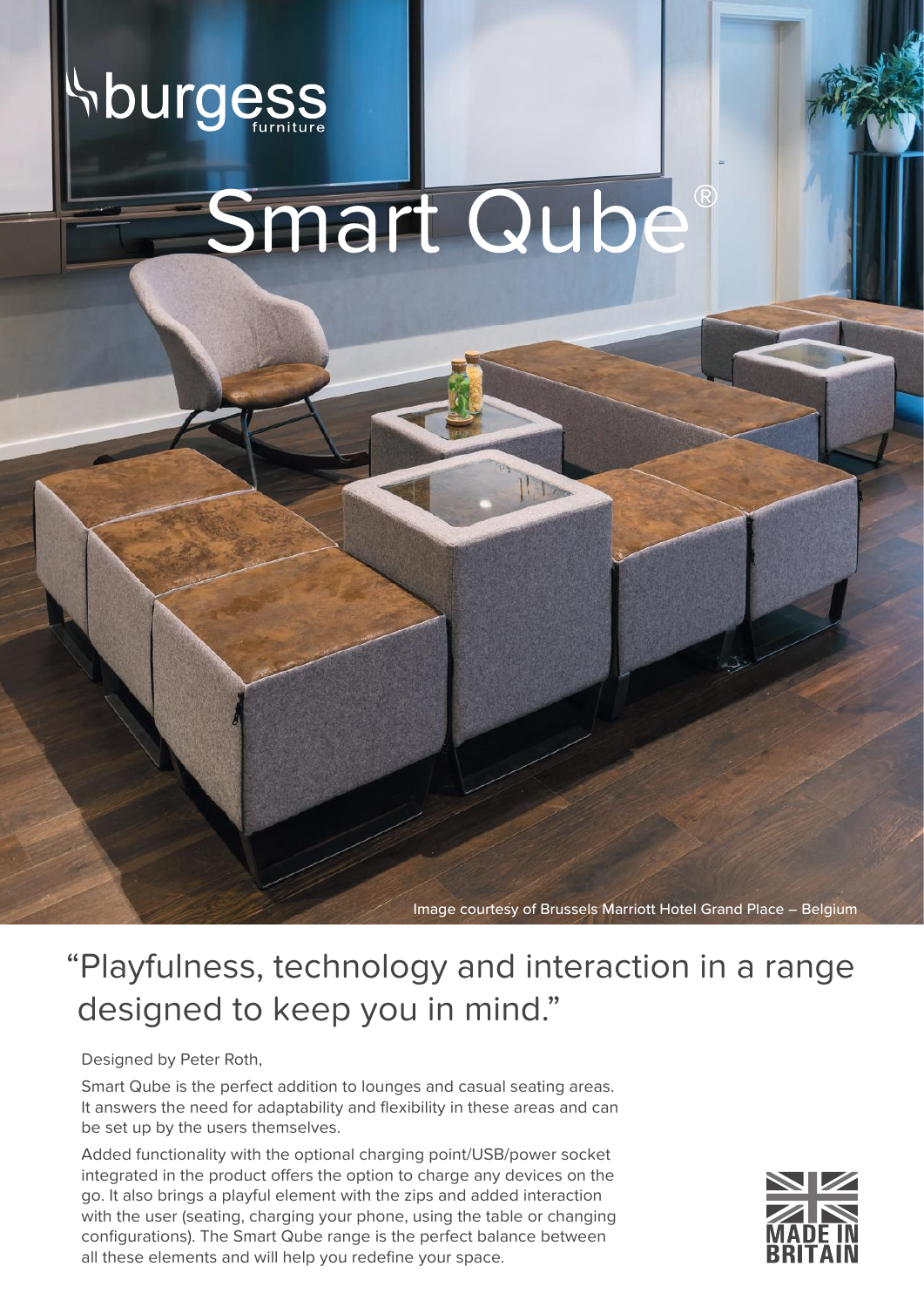burgess furniture

# Smart Qube®

Image courtesy of Brussels Marriott Hotel Grand Place – Belgium

## "Playfulness, technology and interaction in a range designed to keep you in mind."

Designed by Peter Roth,

Smart Qube is the perfect addition to lounges and casual seating areas. It answers the need for adaptability and flexibility in these areas and can be set up by the users themselves.

Added functionality with the optional charging point/USB/power socket integrated in the product offers the option to charge any devices on the go. It also brings a playful element with the zips and added interaction with the user (seating, charging your phone, using the table or changing configurations). The Smart Qube range is the perfect balance between all these elements and will help you redefine your space.

MADE IN BRITAIN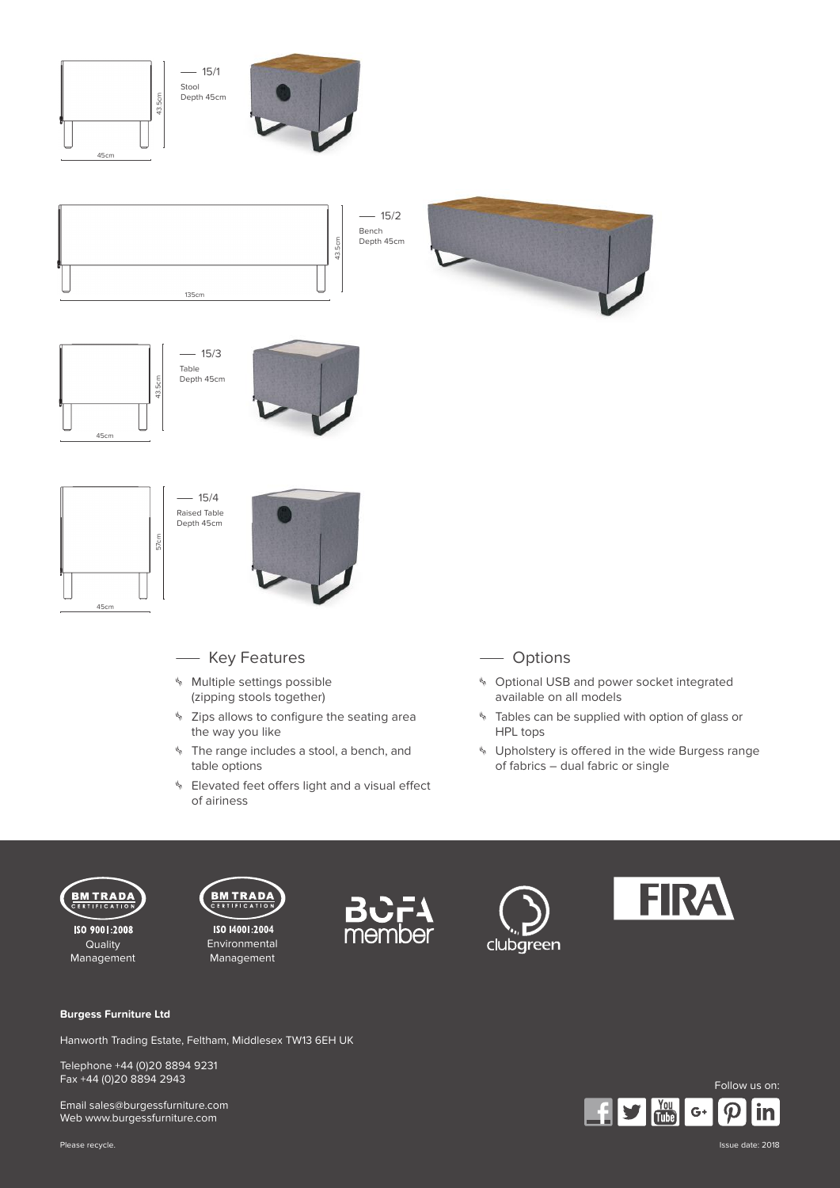— 15/1
Stool
Depth 45cm

43.5cm
45cm

— 15/2
Bench
Depth 45cm

43.5cm
135cm

— 15/3
Table
Depth 45cm

43.5cm
45cm

— 15/4
Raised Table
Depth 45cm

57cm
45cm

## Key Features

- Multiple settings possible (zipping stools together)
- Zips allows to configure the seating area the way you like
- The range includes a stool, a bench, and table options
- Elevated feet offers light and a visual effect of airiness

## Options

- Optional USB and power socket integrated available on all models
- Tables can be supplied with option of glass or HPL tops
- Upholstery is offered in the wide Burgess range of fabrics – dual fabric or single

BM TRADA CERTIFICATION
ISO 9001:2008
Quality Management

BM TRADA CERTIFICATION
ISO 14001:2004
Environmental Management

BCFA member

clubgreen

FIRA

**Burgess Furniture Ltd**

Hanworth Trading Estate, Feltham, Middlesex TW13 6EH UK

Telephone +44 (0)20 8894 9231
Fax +44 (0)20 8894 2943

Email sales@burgessfurniture.com
Web www.burgessfurniture.com

Follow us on:

Please recycle.

Issue date: 2018